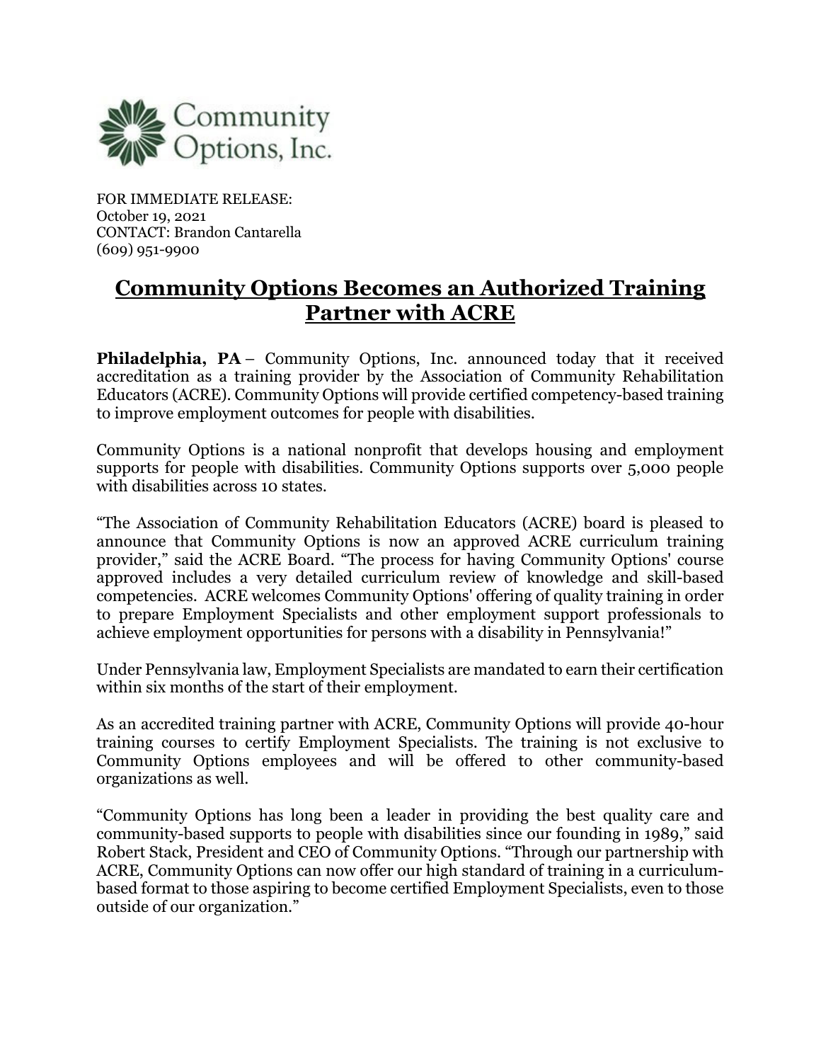Community Options, Inc.

FOR IMMEDIATE RELEASE:
October 19, 2021
CONTACT: Brandon Cantarella
(609) 951-9900

# Community Options Becomes an Authorized Training Partner with ACRE

**Philadelphia, PA** – Community Options, Inc. announced today that it received accreditation as a training provider by the Association of Community Rehabilitation Educators (ACRE). Community Options will provide certified competency-based training to improve employment outcomes for people with disabilities.

Community Options is a national nonprofit that develops housing and employment supports for people with disabilities. Community Options supports over 5,000 people with disabilities across 10 states.

"The Association of Community Rehabilitation Educators (ACRE) board is pleased to announce that Community Options is now an approved ACRE curriculum training provider," said the ACRE Board. "The process for having Community Options' course approved includes a very detailed curriculum review of knowledge and skill-based competencies. ACRE welcomes Community Options' offering of quality training in order to prepare Employment Specialists and other employment support professionals to achieve employment opportunities for persons with a disability in Pennsylvania!"

Under Pennsylvania law, Employment Specialists are mandated to earn their certification within six months of the start of their employment.

As an accredited training partner with ACRE, Community Options will provide 40-hour training courses to certify Employment Specialists. The training is not exclusive to Community Options employees and will be offered to other community-based organizations as well.

"Community Options has long been a leader in providing the best quality care and community-based supports to people with disabilities since our founding in 1989," said Robert Stack, President and CEO of Community Options. "Through our partnership with ACRE, Community Options can now offer our high standard of training in a curriculum-based format to those aspiring to become certified Employment Specialists, even to those outside of our organization."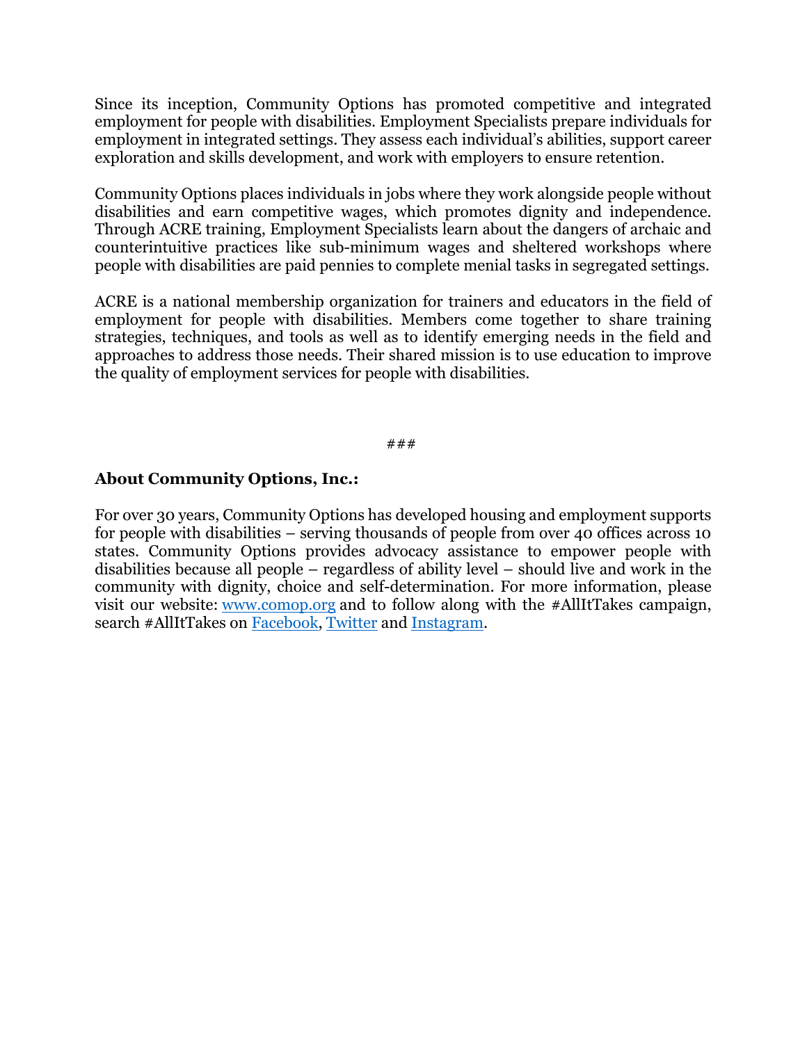Since its inception, Community Options has promoted competitive and integrated employment for people with disabilities. Employment Specialists prepare individuals for employment in integrated settings. They assess each individual's abilities, support career exploration and skills development, and work with employers to ensure retention.

Community Options places individuals in jobs where they work alongside people without disabilities and earn competitive wages, which promotes dignity and independence. Through ACRE training, Employment Specialists learn about the dangers of archaic and counterintuitive practices like sub-minimum wages and sheltered workshops where people with disabilities are paid pennies to complete menial tasks in segregated settings.

ACRE is a national membership organization for trainers and educators in the field of employment for people with disabilities. Members come together to share training strategies, techniques, and tools as well as to identify emerging needs in the field and approaches to address those needs. Their shared mission is to use education to improve the quality of employment services for people with disabilities.

###

**About Community Options, Inc.:**

For over 30 years, Community Options has developed housing and employment supports for people with disabilities – serving thousands of people from over 40 offices across 10 states. Community Options provides advocacy assistance to empower people with disabilities because all people – regardless of ability level – should live and work in the community with dignity, choice and self-determination. For more information, please visit our website: [www.comop.org](http://www.comop.org) and to follow along with the #AllItTakes campaign, search #AllItTakes on Facebook, Twitter and Instagram.